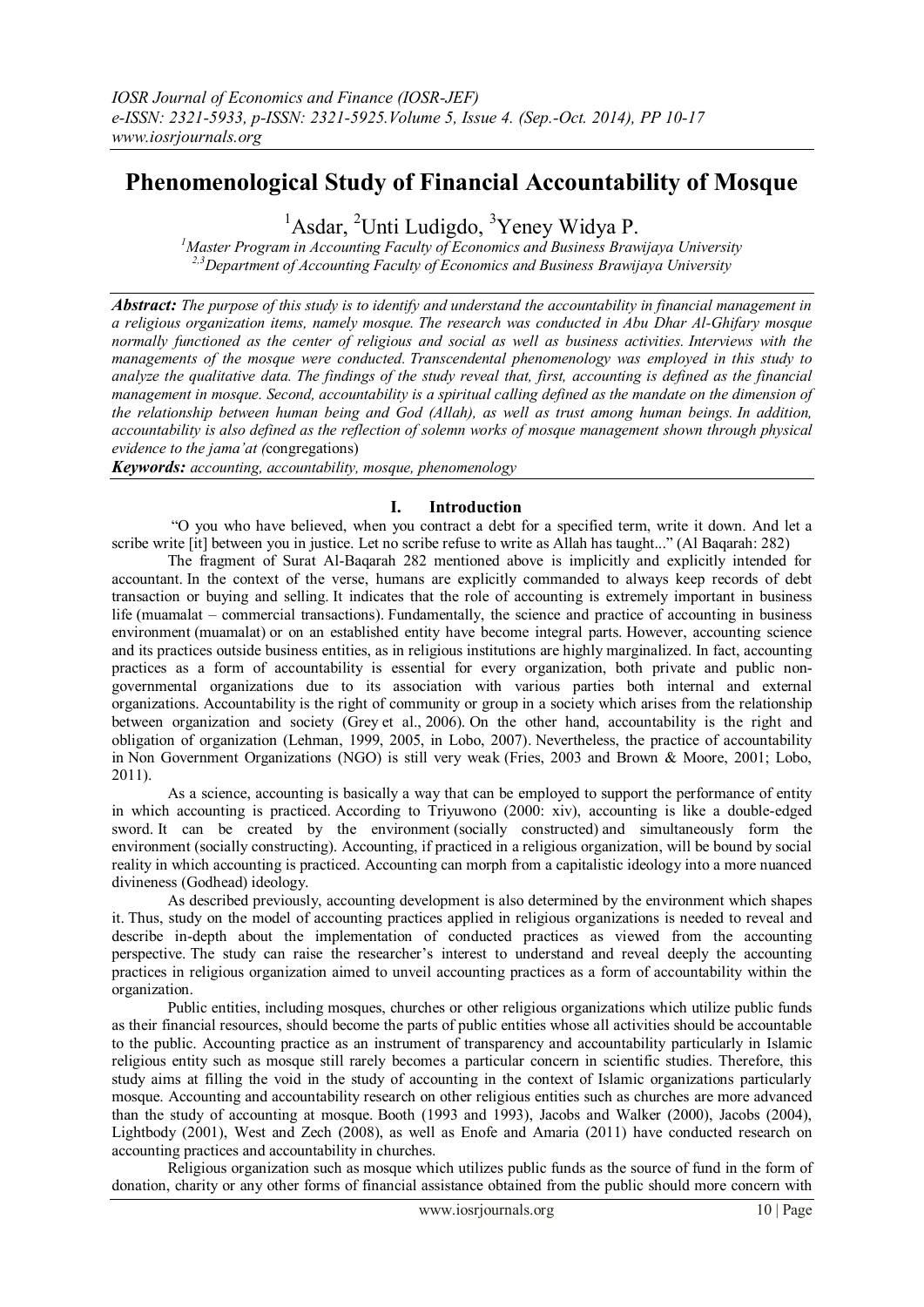# Phenomenological Study of Financial Accountability of Mosque

[1]Asdar, [2]Unti Ludigdo, [3]Yeney Widya P.

*[1]Master Program in Accounting Faculty of Economics and Business Brawijaya University*
*[2,3]Department of Accounting Faculty of Economics and Business Brawijaya University*

***Abstract:*** *The purpose of this study is to identify and understand the accountability in financial management in a religious organization items, namely mosque. The research was conducted in Abu Dhar Al-Ghifary mosque normally functioned as the center of religious and social as well as business activities. Interviews with the managements of the mosque were conducted. Transcendental phenomenology was employed in this study to analyze the qualitative data. The findings of the study reveal that, first, accounting is defined as the financial management in mosque. Second, accountability is a spiritual calling defined as the mandate on the dimension of the relationship between human being and God (Allah), as well as trust among human beings. In addition, accountability is also defined as the reflection of solemn works of mosque management shown through physical evidence to the jama'at (*congregations)

***Keywords:*** *accounting, accountability, mosque, phenomenology*

## I. Introduction

"O you who have believed, when you contract a debt for a specified term, write it down. And let a scribe write [it] between you in justice. Let no scribe refuse to write as Allah has taught..." (Al Baqarah: 282)

The fragment of Surat Al-Baqarah 282 mentioned above is implicitly and explicitly intended for accountant. In the context of the verse, humans are explicitly commanded to always keep records of debt transaction or buying and selling. It indicates that the role of accounting is extremely important in business life (muamalat – commercial transactions). Fundamentally, the science and practice of accounting in business environment (muamalat) or on an established entity have become integral parts. However, accounting science and its practices outside business entities, as in religious institutions are highly marginalized. In fact, accounting practices as a form of accountability is essential for every organization, both private and public non-governmental organizations due to its association with various parties both internal and external organizations. Accountability is the right of community or group in a society which arises from the relationship between organization and society (Grey et al., 2006). On the other hand, accountability is the right and obligation of organization (Lehman, 1999, 2005, in Lobo, 2007). Nevertheless, the practice of accountability in Non Government Organizations (NGO) is still very weak (Fries, 2003 and Brown & Moore, 2001; Lobo, 2011).

As a science, accounting is basically a way that can be employed to support the performance of entity in which accounting is practiced. According to Triyuwono (2000: xiv), accounting is like a double-edged sword. It can be created by the environment (socially constructed) and simultaneously form the environment (socially constructing). Accounting, if practiced in a religious organization, will be bound by social reality in which accounting is practiced. Accounting can morph from a capitalistic ideology into a more nuanced divineness (Godhead) ideology.

As described previously, accounting development is also determined by the environment which shapes it. Thus, study on the model of accounting practices applied in religious organizations is needed to reveal and describe in-depth about the implementation of conducted practices as viewed from the accounting perspective. The study can raise the researcher's interest to understand and reveal deeply the accounting practices in religious organization aimed to unveil accounting practices as a form of accountability within the organization.

Public entities, including mosques, churches or other religious organizations which utilize public funds as their financial resources, should become the parts of public entities whose all activities should be accountable to the public. Accounting practice as an instrument of transparency and accountability particularly in Islamic religious entity such as mosque still rarely becomes a particular concern in scientific studies. Therefore, this study aims at filling the void in the study of accounting in the context of Islamic organizations particularly mosque. Accounting and accountability research on other religious entities such as churches are more advanced than the study of accounting at mosque. Booth (1993 and 1993), Jacobs and Walker (2000), Jacobs (2004), Lightbody (2001), West and Zech (2008), as well as Enofe and Amaria (2011) have conducted research on accounting practices and accountability in churches.

Religious organization such as mosque which utilizes public funds as the source of fund in the form of donation, charity or any other forms of financial assistance obtained from the public should more concern with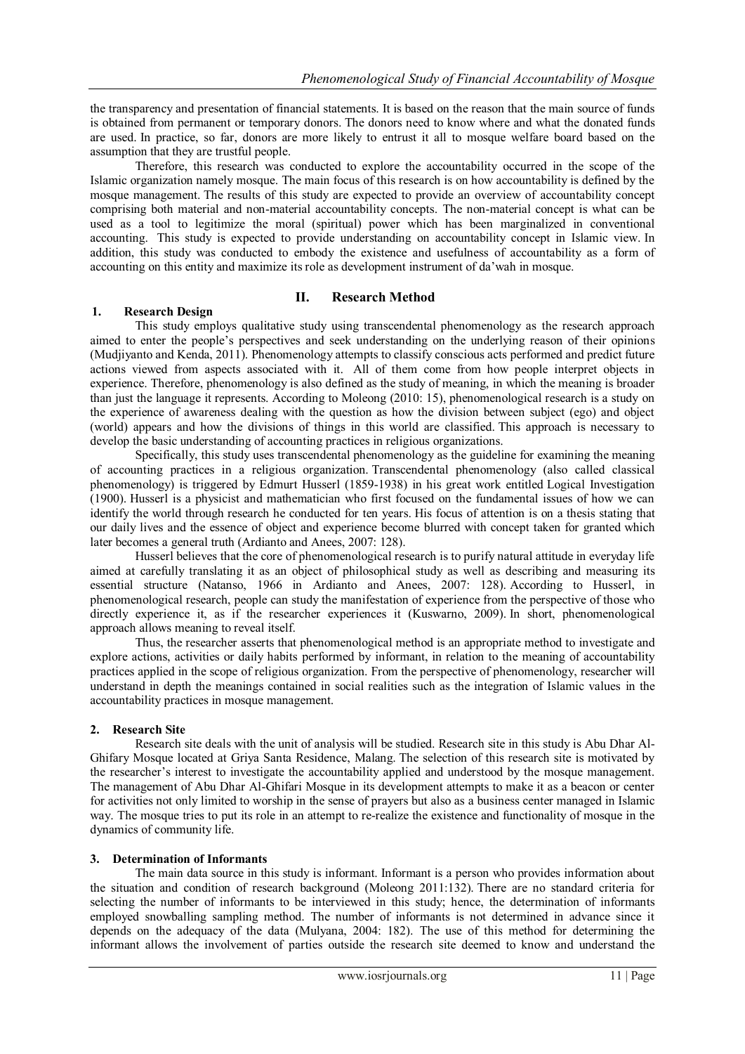the transparency and presentation of financial statements. It is based on the reason that the main source of funds is obtained from permanent or temporary donors. The donors need to know where and what the donated funds are used. In practice, so far, donors are more likely to entrust it all to mosque welfare board based on the assumption that they are trustful people.

Therefore, this research was conducted to explore the accountability occurred in the scope of the Islamic organization namely mosque. The main focus of this research is on how accountability is defined by the mosque management. The results of this study are expected to provide an overview of accountability concept comprising both material and non-material accountability concepts. The non-material concept is what can be used as a tool to legitimize the moral (spiritual) power which has been marginalized in conventional accounting. This study is expected to provide understanding on accountability concept in Islamic view. In addition, this study was conducted to embody the existence and usefulness of accountability as a form of accounting on this entity and maximize its role as development instrument of da'wah in mosque.

## II. Research Method

### 1. Research Design

This study employs qualitative study using transcendental phenomenology as the research approach aimed to enter the people's perspectives and seek understanding on the underlying reason of their opinions (Mudjiyanto and Kenda, 2011). Phenomenology attempts to classify conscious acts performed and predict future actions viewed from aspects associated with it. All of them come from how people interpret objects in experience. Therefore, phenomenology is also defined as the study of meaning, in which the meaning is broader than just the language it represents. According to Moleong (2010: 15), phenomenological research is a study on the experience of awareness dealing with the question as how the division between subject (ego) and object (world) appears and how the divisions of things in this world are classified. This approach is necessary to develop the basic understanding of accounting practices in religious organizations.

Specifically, this study uses transcendental phenomenology as the guideline for examining the meaning of accounting practices in a religious organization. Transcendental phenomenology (also called classical phenomenology) is triggered by Edmurt Husserl (1859-1938) in his great work entitled Logical Investigation (1900). Husserl is a physicist and mathematician who first focused on the fundamental issues of how we can identify the world through research he conducted for ten years. His focus of attention is on a thesis stating that our daily lives and the essence of object and experience become blurred with concept taken for granted which later becomes a general truth (Ardianto and Anees, 2007: 128).

Husserl believes that the core of phenomenological research is to purify natural attitude in everyday life aimed at carefully translating it as an object of philosophical study as well as describing and measuring its essential structure (Natanso, 1966 in Ardianto and Anees, 2007: 128). According to Husserl, in phenomenological research, people can study the manifestation of experience from the perspective of those who directly experience it, as if the researcher experiences it (Kuswarno, 2009). In short, phenomenological approach allows meaning to reveal itself.

Thus, the researcher asserts that phenomenological method is an appropriate method to investigate and explore actions, activities or daily habits performed by informant, in relation to the meaning of accountability practices applied in the scope of religious organization. From the perspective of phenomenology, researcher will understand in depth the meanings contained in social realities such as the integration of Islamic values in the accountability practices in mosque management.

### 2. Research Site

Research site deals with the unit of analysis will be studied. Research site in this study is Abu Dhar Al-Ghifary Mosque located at Griya Santa Residence, Malang. The selection of this research site is motivated by the researcher's interest to investigate the accountability applied and understood by the mosque management. The management of Abu Dhar Al-Ghifari Mosque in its development attempts to make it as a beacon or center for activities not only limited to worship in the sense of prayers but also as a business center managed in Islamic way. The mosque tries to put its role in an attempt to re-realize the existence and functionality of mosque in the dynamics of community life.

### 3. Determination of Informants

The main data source in this study is informant. Informant is a person who provides information about the situation and condition of research background (Moleong 2011:132). There are no standard criteria for selecting the number of informants to be interviewed in this study; hence, the determination of informants employed snowballing sampling method. The number of informants is not determined in advance since it depends on the adequacy of the data (Mulyana, 2004: 182). The use of this method for determining the informant allows the involvement of parties outside the research site deemed to know and understand the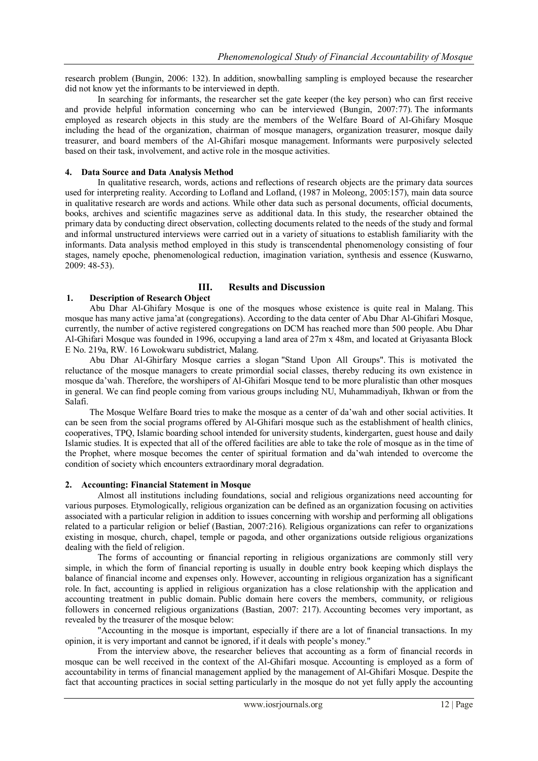research problem (Bungin, 2006: 132). In addition, snowballing sampling is employed because the researcher did not know yet the informants to be interviewed in depth.

In searching for informants, the researcher set the gate keeper (the key person) who can first receive and provide helpful information concerning who can be interviewed (Bungin, 2007:77). The informants employed as research objects in this study are the members of the Welfare Board of Al-Ghifary Mosque including the head of the organization, chairman of mosque managers, organization treasurer, mosque daily treasurer, and board members of the Al-Ghifari mosque management. Informants were purposively selected based on their task, involvement, and active role in the mosque activities.

### 4. Data Source and Data Analysis Method

In qualitative research, words, actions and reflections of research objects are the primary data sources used for interpreting reality. According to Lofland and Lofland, (1987 in Moleong, 2005:157), main data source in qualitative research are words and actions. While other data such as personal documents, official documents, books, archives and scientific magazines serve as additional data. In this study, the researcher obtained the primary data by conducting direct observation, collecting documents related to the needs of the study and formal and informal unstructured interviews were carried out in a variety of situations to establish familiarity with the informants. Data analysis method employed in this study is transcendental phenomenology consisting of four stages, namely epoche, phenomenological reduction, imagination variation, synthesis and essence (Kuswarno, 2009: 48-53).

## III. Results and Discussion

### 1. Description of Research Object

Abu Dhar Al-Ghifary Mosque is one of the mosques whose existence is quite real in Malang. This mosque has many active jama'at (congregations). According to the data center of Abu Dhar Al-Ghifari Mosque, currently, the number of active registered congregations on DCM has reached more than 500 people. Abu Dhar Al-Ghifari Mosque was founded in 1996, occupying a land area of 27m x 48m, and located at Griyasanta Block E No. 219a, RW. 16 Lowokwaru subdistrict, Malang.

Abu Dhar Al-Ghirfary Mosque carries a slogan "Stand Upon All Groups". This is motivated the reluctance of the mosque managers to create primordial social classes, thereby reducing its own existence in mosque da'wah. Therefore, the worshipers of Al-Ghifari Mosque tend to be more pluralistic than other mosques in general. We can find people coming from various groups including NU, Muhammadiyah, Ikhwan or from the Salafi.

The Mosque Welfare Board tries to make the mosque as a center of da'wah and other social activities. It can be seen from the social programs offered by Al-Ghifari mosque such as the establishment of health clinics, cooperatives, TPQ, Islamic boarding school intended for university students, kindergarten, guest house and daily Islamic studies. It is expected that all of the offered facilities are able to take the role of mosque as in the time of the Prophet, where mosque becomes the center of spiritual formation and da'wah intended to overcome the condition of society which encounters extraordinary moral degradation.

### 2. Accounting: Financial Statement in Mosque

Almost all institutions including foundations, social and religious organizations need accounting for various purposes. Etymologically, religious organization can be defined as an organization focusing on activities associated with a particular religion in addition to issues concerning with worship and performing all obligations related to a particular religion or belief (Bastian, 2007:216). Religious organizations can refer to organizations existing in mosque, church, chapel, temple or pagoda, and other organizations outside religious organizations dealing with the field of religion.

The forms of accounting or financial reporting in religious organizations are commonly still very simple, in which the form of financial reporting is usually in double entry book keeping which displays the balance of financial income and expenses only. However, accounting in religious organization has a significant role. In fact, accounting is applied in religious organization has a close relationship with the application and accounting treatment in public domain. Public domain here covers the members, community, or religious followers in concerned religious organizations (Bastian, 2007: 217). Accounting becomes very important, as revealed by the treasurer of the mosque below:

"Accounting in the mosque is important, especially if there are a lot of financial transactions. In my opinion, it is very important and cannot be ignored, if it deals with people's money."

From the interview above, the researcher believes that accounting as a form of financial records in mosque can be well received in the context of the Al-Ghifari mosque. Accounting is employed as a form of accountability in terms of financial management applied by the management of Al-Ghifari Mosque. Despite the fact that accounting practices in social setting particularly in the mosque do not yet fully apply the accounting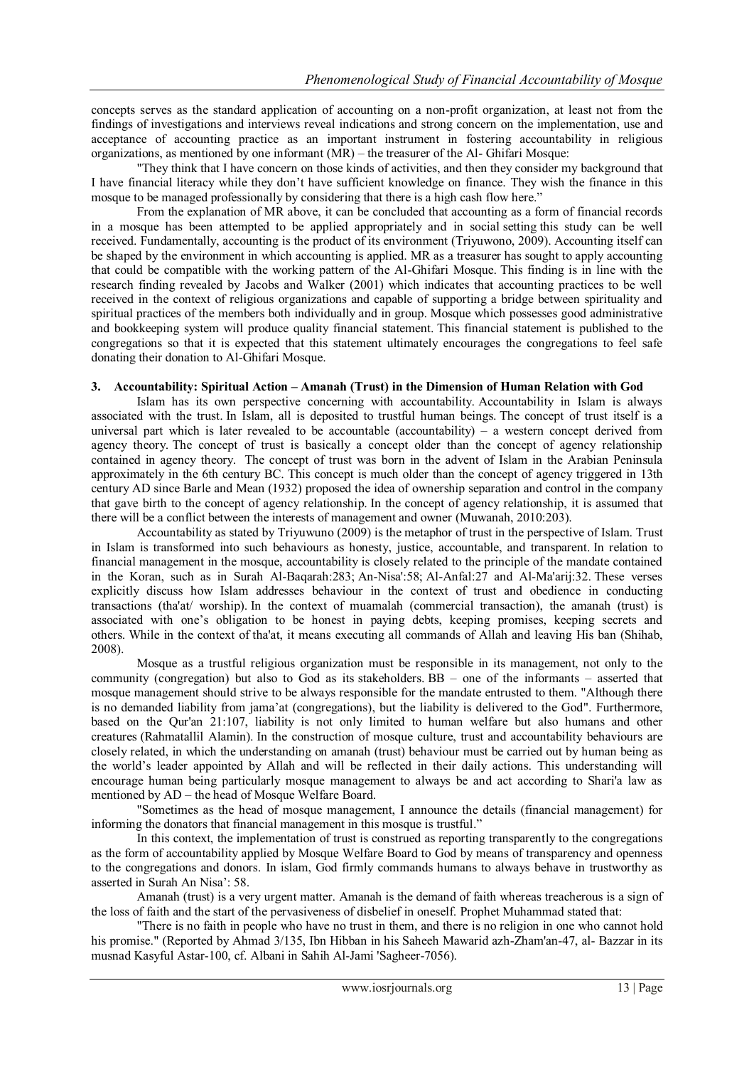concepts serves as the standard application of accounting on a non-profit organization, at least not from the findings of investigations and interviews reveal indications and strong concern on the implementation, use and acceptance of accounting practice as an important instrument in fostering accountability in religious organizations, as mentioned by one informant (MR) – the treasurer of the Al- Ghifari Mosque:

"They think that I have concern on those kinds of activities, and then they consider my background that I have financial literacy while they don't have sufficient knowledge on finance. They wish the finance in this mosque to be managed professionally by considering that there is a high cash flow here."

From the explanation of MR above, it can be concluded that accounting as a form of financial records in a mosque has been attempted to be applied appropriately and in social setting this study can be well received. Fundamentally, accounting is the product of its environment (Triyuwono, 2009). Accounting itself can be shaped by the environment in which accounting is applied. MR as a treasurer has sought to apply accounting that could be compatible with the working pattern of the Al-Ghifari Mosque. This finding is in line with the research finding revealed by Jacobs and Walker (2001) which indicates that accounting practices to be well received in the context of religious organizations and capable of supporting a bridge between spirituality and spiritual practices of the members both individually and in group. Mosque which possesses good administrative and bookkeeping system will produce quality financial statement. This financial statement is published to the congregations so that it is expected that this statement ultimately encourages the congregations to feel safe donating their donation to Al-Ghifari Mosque.

### 3. Accountability: Spiritual Action – Amanah (Trust) in the Dimension of Human Relation with God

Islam has its own perspective concerning with accountability. Accountability in Islam is always associated with the trust. In Islam, all is deposited to trustful human beings. The concept of trust itself is a universal part which is later revealed to be accountable (accountability) – a western concept derived from agency theory. The concept of trust is basically a concept older than the concept of agency relationship contained in agency theory. The concept of trust was born in the advent of Islam in the Arabian Peninsula approximately in the 6th century BC. This concept is much older than the concept of agency triggered in 13th century AD since Barle and Mean (1932) proposed the idea of ownership separation and control in the company that gave birth to the concept of agency relationship. In the concept of agency relationship, it is assumed that there will be a conflict between the interests of management and owner (Muwanah, 2010:203).

Accountability as stated by Triyuwuno (2009) is the metaphor of trust in the perspective of Islam. Trust in Islam is transformed into such behaviours as honesty, justice, accountable, and transparent. In relation to financial management in the mosque, accountability is closely related to the principle of the mandate contained in the Koran, such as in Surah Al-Baqarah:283; An-Nisa':58; Al-Anfal:27 and Al-Ma'arij:32. These verses explicitly discuss how Islam addresses behaviour in the context of trust and obedience in conducting transactions (tha'at/ worship). In the context of muamalah (commercial transaction), the amanah (trust) is associated with one's obligation to be honest in paying debts, keeping promises, keeping secrets and others. While in the context of tha'at, it means executing all commands of Allah and leaving His ban (Shihab, 2008).

Mosque as a trustful religious organization must be responsible in its management, not only to the community (congregation) but also to God as its stakeholders. BB – one of the informants – asserted that mosque management should strive to be always responsible for the mandate entrusted to them. "Although there is no demanded liability from jama'at (congregations), but the liability is delivered to the God". Furthermore, based on the Qur'an 21:107, liability is not only limited to human welfare but also humans and other creatures (Rahmatallil Alamin). In the construction of mosque culture, trust and accountability behaviours are closely related, in which the understanding on amanah (trust) behaviour must be carried out by human being as the world's leader appointed by Allah and will be reflected in their daily actions. This understanding will encourage human being particularly mosque management to always be and act according to Shari'a law as mentioned by AD – the head of Mosque Welfare Board.

"Sometimes as the head of mosque management, I announce the details (financial management) for informing the donators that financial management in this mosque is trustful."

In this context, the implementation of trust is construed as reporting transparently to the congregations as the form of accountability applied by Mosque Welfare Board to God by means of transparency and openness to the congregations and donors. In islam, God firmly commands humans to always behave in trustworthy as asserted in Surah An Nisa': 58.

Amanah (trust) is a very urgent matter. Amanah is the demand of faith whereas treacherous is a sign of the loss of faith and the start of the pervasiveness of disbelief in oneself. Prophet Muhammad stated that:

"There is no faith in people who have no trust in them, and there is no religion in one who cannot hold his promise." (Reported by Ahmad 3/135, Ibn Hibban in his Saheeh Mawarid azh-Zham'an-47, al- Bazzar in its musnad Kasyful Astar-100, cf. Albani in Sahih Al-Jami 'Sagheer-7056).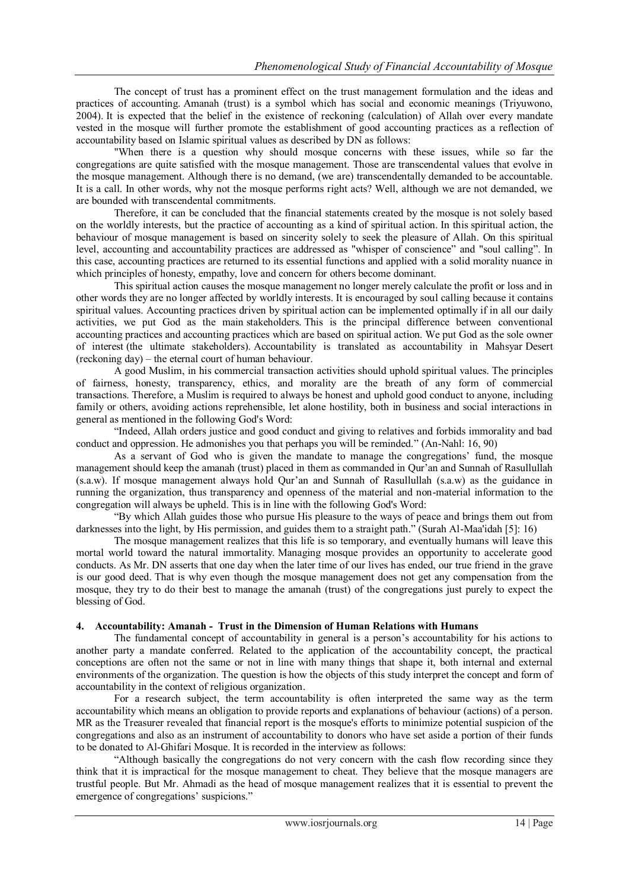The concept of trust has a prominent effect on the trust management formulation and the ideas and practices of accounting. Amanah (trust) is a symbol which has social and economic meanings (Triyuwono, 2004). It is expected that the belief in the existence of reckoning (calculation) of Allah over every mandate vested in the mosque will further promote the establishment of good accounting practices as a reflection of accountability based on Islamic spiritual values as described by DN as follows:

"When there is a question why should mosque concerns with these issues, while so far the congregations are quite satisfied with the mosque management. Those are transcendental values that evolve in the mosque management. Although there is no demand, (we are) transcendentally demanded to be accountable. It is a call. In other words, why not the mosque performs right acts? Well, although we are not demanded, we are bounded with transcendental commitments.

Therefore, it can be concluded that the financial statements created by the mosque is not solely based on the worldly interests, but the practice of accounting as a kind of spiritual action. In this spiritual action, the behaviour of mosque management is based on sincerity solely to seek the pleasure of Allah. On this spiritual level, accounting and accountability practices are addressed as "whisper of conscience" and "soul calling". In this case, accounting practices are returned to its essential functions and applied with a solid morality nuance in which principles of honesty, empathy, love and concern for others become dominant.

This spiritual action causes the mosque management no longer merely calculate the profit or loss and in other words they are no longer affected by worldly interests. It is encouraged by soul calling because it contains spiritual values. Accounting practices driven by spiritual action can be implemented optimally if in all our daily activities, we put God as the main stakeholders. This is the principal difference between conventional accounting practices and accounting practices which are based on spiritual action. We put God as the sole owner of interest (the ultimate stakeholders). Accountability is translated as accountability in Mahsyar Desert (reckoning day) – the eternal court of human behaviour.

A good Muslim, in his commercial transaction activities should uphold spiritual values. The principles of fairness, honesty, transparency, ethics, and morality are the breath of any form of commercial transactions. Therefore, a Muslim is required to always be honest and uphold good conduct to anyone, including family or others, avoiding actions reprehensible, let alone hostility, both in business and social interactions in general as mentioned in the following God's Word:

"Indeed, Allah orders justice and good conduct and giving to relatives and forbids immorality and bad conduct and oppression. He admonishes you that perhaps you will be reminded." (An-Nahl: 16, 90)

As a servant of God who is given the mandate to manage the congregations' fund, the mosque management should keep the amanah (trust) placed in them as commanded in Qur'an and Sunnah of Rasullullah (s.a.w). If mosque management always hold Qur'an and Sunnah of Rasullullah (s.a.w) as the guidance in running the organization, thus transparency and openness of the material and non-material information to the congregation will always be upheld. This is in line with the following God's Word:

"By which Allah guides those who pursue His pleasure to the ways of peace and brings them out from darknesses into the light, by His permission, and guides them to a straight path." (Surah Al-Maa'idah [5]: 16)

The mosque management realizes that this life is so temporary, and eventually humans will leave this mortal world toward the natural immortality. Managing mosque provides an opportunity to accelerate good conducts. As Mr. DN asserts that one day when the later time of our lives has ended, our true friend in the grave is our good deed. That is why even though the mosque management does not get any compensation from the mosque, they try to do their best to manage the amanah (trust) of the congregations just purely to expect the blessing of God.

## 4. Accountability: Amanah - Trust in the Dimension of Human Relations with Humans

The fundamental concept of accountability in general is a person's accountability for his actions to another party a mandate conferred. Related to the application of the accountability concept, the practical conceptions are often not the same or not in line with many things that shape it, both internal and external environments of the organization. The question is how the objects of this study interpret the concept and form of accountability in the context of religious organization.

For a research subject, the term accountability is often interpreted the same way as the term accountability which means an obligation to provide reports and explanations of behaviour (actions) of a person. MR as the Treasurer revealed that financial report is the mosque's efforts to minimize potential suspicion of the congregations and also as an instrument of accountability to donors who have set aside a portion of their funds to be donated to Al-Ghifari Mosque. It is recorded in the interview as follows:

"Although basically the congregations do not very concern with the cash flow recording since they think that it is impractical for the mosque management to cheat. They believe that the mosque managers are trustful people. But Mr. Ahmadi as the head of mosque management realizes that it is essential to prevent the emergence of congregations' suspicions."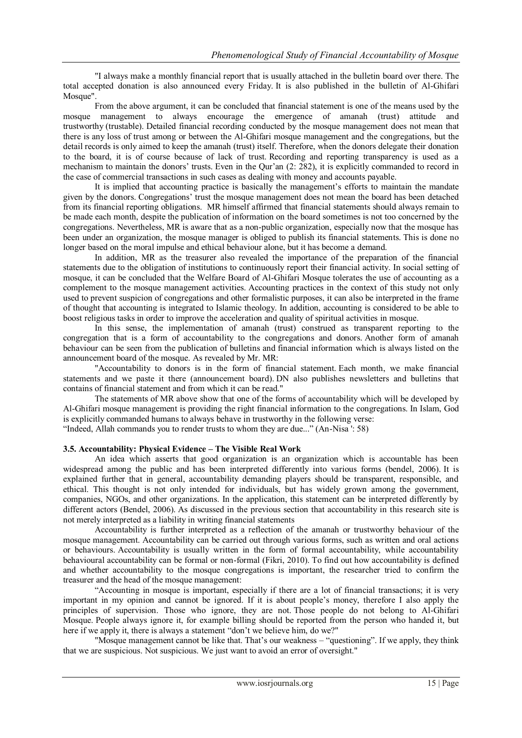"I always make a monthly financial report that is usually attached in the bulletin board over there. The total accepted donation is also announced every Friday. It is also published in the bulletin of Al-Ghifari Mosque".

From the above argument, it can be concluded that financial statement is one of the means used by the mosque management to always encourage the emergence of amanah (trust) attitude and trustworthy (trustable). Detailed financial recording conducted by the mosque management does not mean that there is any loss of trust among or between the Al-Ghifari mosque management and the congregations, but the detail records is only aimed to keep the amanah (trust) itself. Therefore, when the donors delegate their donation to the board, it is of course because of lack of trust. Recording and reporting transparency is used as a mechanism to maintain the donors' trusts. Even in the Qur'an (2: 282), it is explicitly commanded to record in the case of commercial transactions in such cases as dealing with money and accounts payable.

It is implied that accounting practice is basically the management's efforts to maintain the mandate given by the donors. Congregations' trust the mosque management does not mean the board has been detached from its financial reporting obligations. MR himself affirmed that financial statements should always remain to be made each month, despite the publication of information on the board sometimes is not too concerned by the congregations. Nevertheless, MR is aware that as a non-public organization, especially now that the mosque has been under an organization, the mosque manager is obliged to publish its financial statements. This is done no longer based on the moral impulse and ethical behaviour alone, but it has become a demand.

In addition, MR as the treasurer also revealed the importance of the preparation of the financial statements due to the obligation of institutions to continuously report their financial activity. In social setting of mosque, it can be concluded that the Welfare Board of Al-Ghifari Mosque tolerates the use of accounting as a complement to the mosque management activities. Accounting practices in the context of this study not only used to prevent suspicion of congregations and other formalistic purposes, it can also be interpreted in the frame of thought that accounting is integrated to Islamic theology. In addition, accounting is considered to be able to boost religious tasks in order to improve the acceleration and quality of spiritual activities in mosque.

In this sense, the implementation of amanah (trust) construed as transparent reporting to the congregation that is a form of accountability to the congregations and donors. Another form of amanah behaviour can be seen from the publication of bulletins and financial information which is always listed on the announcement board of the mosque. As revealed by Mr. MR:

"Accountability to donors is in the form of financial statement. Each month, we make financial statements and we paste it there (announcement board). DN also publishes newsletters and bulletins that contains of financial statement and from which it can be read."

The statements of MR above show that one of the forms of accountability which will be developed by Al-Ghifari mosque management is providing the right financial information to the congregations. In Islam, God is explicitly commanded humans to always behave in trustworthy in the following verse:

"Indeed, Allah commands you to render trusts to whom they are due..." (An-Nisa ': 58)

### 3.5. Accountability: Physical Evidence – The Visible Real Work

An idea which asserts that good organization is an organization which is accountable has been widespread among the public and has been interpreted differently into various forms (bendel, 2006). It is explained further that in general, accountability demanding players should be transparent, responsible, and ethical. This thought is not only intended for individuals, but has widely grown among the government, companies, NGOs, and other organizations. In the application, this statement can be interpreted differently by different actors (Bendel, 2006). As discussed in the previous section that accountability in this research site is not merely interpreted as a liability in writing financial statements

Accountability is further interpreted as a reflection of the amanah or trustworthy behaviour of the mosque management. Accountability can be carried out through various forms, such as written and oral actions or behaviours. Accountability is usually written in the form of formal accountability, while accountability behavioural accountability can be formal or non-formal (Fikri, 2010). To find out how accountability is defined and whether accountability to the mosque congregations is important, the researcher tried to confirm the treasurer and the head of the mosque management:

"Accounting in mosque is important, especially if there are a lot of financial transactions; it is very important in my opinion and cannot be ignored. If it is about people's money, therefore I also apply the principles of supervision. Those who ignore, they are not. Those people do not belong to Al-Ghifari Mosque. People always ignore it, for example billing should be reported from the person who handed it, but here if we apply it, there is always a statement "don't we believe him, do we?"

"Mosque management cannot be like that. That's our weakness – "questioning". If we apply, they think that we are suspicious. Not suspicious. We just want to avoid an error of oversight."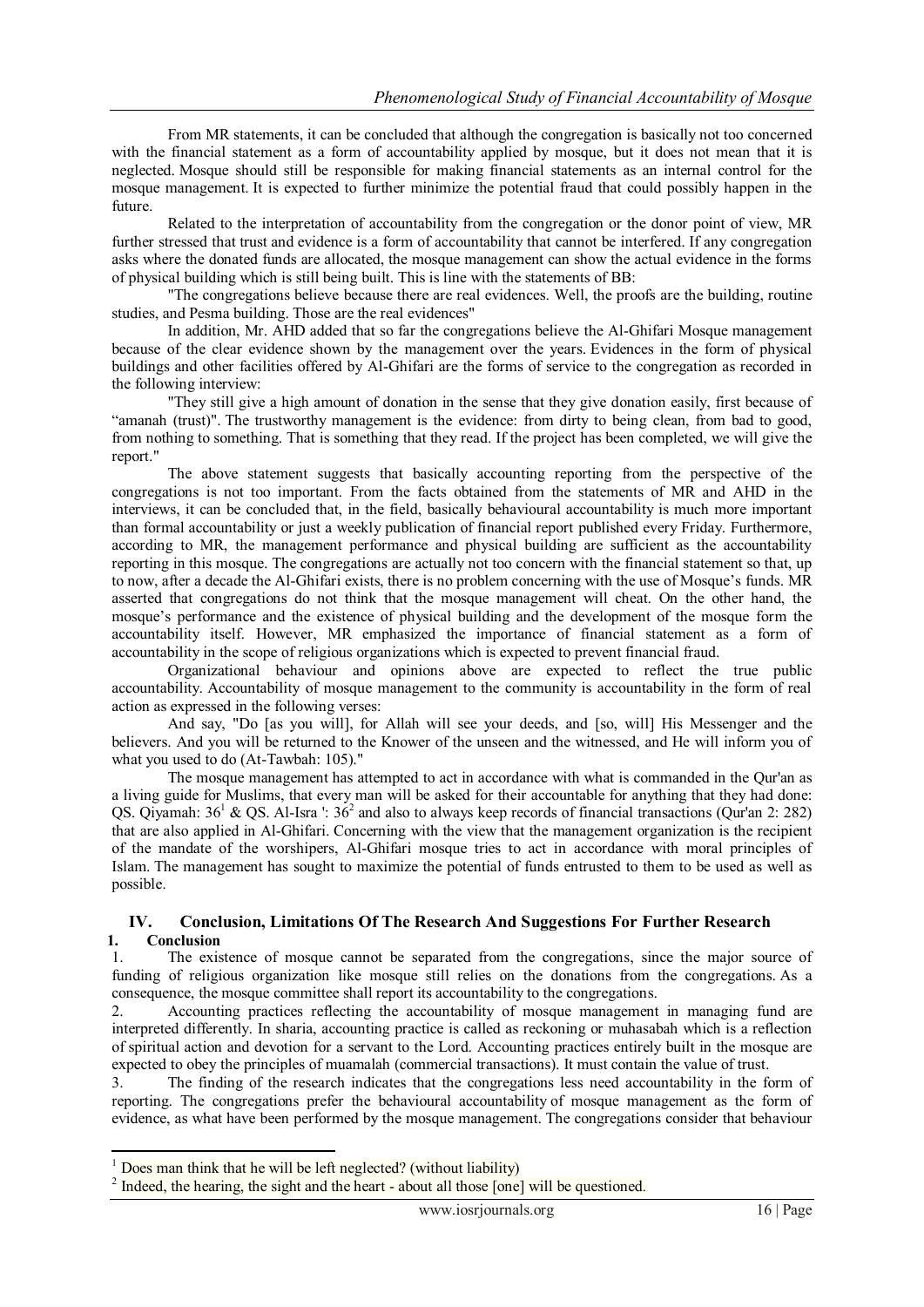From MR statements, it can be concluded that although the congregation is basically not too concerned with the financial statement as a form of accountability applied by mosque, but it does not mean that it is neglected. Mosque should still be responsible for making financial statements as an internal control for the mosque management. It is expected to further minimize the potential fraud that could possibly happen in the future.

Related to the interpretation of accountability from the congregation or the donor point of view, MR further stressed that trust and evidence is a form of accountability that cannot be interfered. If any congregation asks where the donated funds are allocated, the mosque management can show the actual evidence in the forms of physical building which is still being built. This is line with the statements of BB:

"The congregations believe because there are real evidences. Well, the proofs are the building, routine studies, and Pesma building. Those are the real evidences"

In addition, Mr. AHD added that so far the congregations believe the Al-Ghifari Mosque management because of the clear evidence shown by the management over the years. Evidences in the form of physical buildings and other facilities offered by Al-Ghifari are the forms of service to the congregation as recorded in the following interview:

"They still give a high amount of donation in the sense that they give donation easily, first because of "amanah (trust)". The trustworthy management is the evidence: from dirty to being clean, from bad to good, from nothing to something. That is something that they read. If the project has been completed, we will give the report."

The above statement suggests that basically accounting reporting from the perspective of the congregations is not too important. From the facts obtained from the statements of MR and AHD in the interviews, it can be concluded that, in the field, basically behavioural accountability is much more important than formal accountability or just a weekly publication of financial report published every Friday. Furthermore, according to MR, the management performance and physical building are sufficient as the accountability reporting in this mosque. The congregations are actually not too concern with the financial statement so that, up to now, after a decade the Al-Ghifari exists, there is no problem concerning with the use of Mosque's funds. MR asserted that congregations do not think that the mosque management will cheat. On the other hand, the mosque's performance and the existence of physical building and the development of the mosque form the accountability itself. However, MR emphasized the importance of financial statement as a form of accountability in the scope of religious organizations which is expected to prevent financial fraud.

Organizational behaviour and opinions above are expected to reflect the true public accountability. Accountability of mosque management to the community is accountability in the form of real action as expressed in the following verses:

And say, "Do [as you will], for Allah will see your deeds, and [so, will] His Messenger and the believers. And you will be returned to the Knower of the unseen and the witnessed, and He will inform you of what you used to do (At-Tawbah: 105)."

The mosque management has attempted to act in accordance with what is commanded in the Qur'an as a living guide for Muslims, that every man will be asked for their accountable for anything that they had done: QS. Qiyamah: 36[1] & QS. Al-Isra ': 36[2] and also to always keep records of financial transactions (Qur'an 2: 282) that are also applied in Al-Ghifari. Concerning with the view that the management organization is the recipient of the mandate of the worshipers, Al-Ghifari mosque tries to act in accordance with moral principles of Islam. The management has sought to maximize the potential of funds entrusted to them to be used as well as possible.

## IV. Conclusion, Limitations Of The Research And Suggestions For Further Research

### 1. Conclusion

1. The existence of mosque cannot be separated from the congregations, since the major source of funding of religious organization like mosque still relies on the donations from the congregations. As a consequence, the mosque committee shall report its accountability to the congregations.
2. Accounting practices reflecting the accountability of mosque management in managing fund are interpreted differently. In sharia, accounting practice is called as reckoning or muhasabah which is a reflection of spiritual action and devotion for a servant to the Lord. Accounting practices entirely built in the mosque are expected to obey the principles of muamalah (commercial transactions). It must contain the value of trust.
3. The finding of the research indicates that the congregations less need accountability in the form of reporting. The congregations prefer the behavioural accountability of mosque management as the form of evidence, as what have been performed by the mosque management. The congregations consider that behaviour

---

[1] Does man think that he will be left neglected? (without liability)

[2] Indeed, the hearing, the sight and the heart - about all those [one] will be questioned.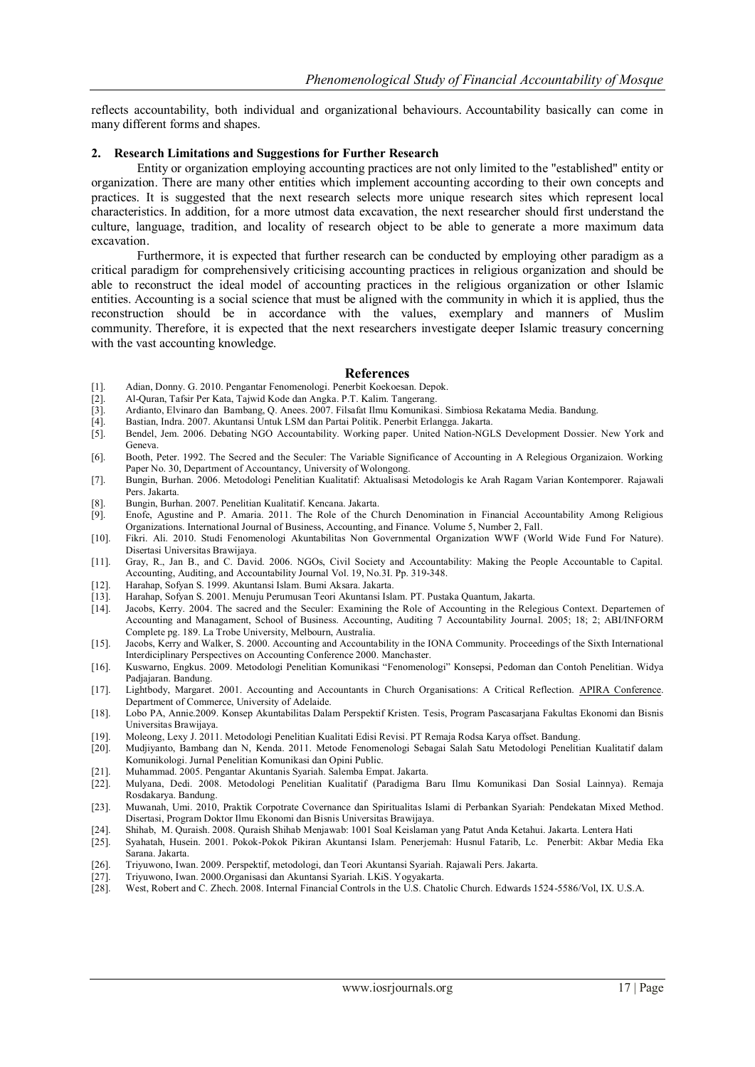reflects accountability, both individual and organizational behaviours. Accountability basically can come in many different forms and shapes.

### 2. Research Limitations and Suggestions for Further Research

Entity or organization employing accounting practices are not only limited to the "established" entity or organization. There are many other entities which implement accounting according to their own concepts and practices. It is suggested that the next research selects more unique research sites which represent local characteristics. In addition, for a more utmost data excavation, the next researcher should first understand the culture, language, tradition, and locality of research object to be able to generate a more maximum data excavation.

Furthermore, it is expected that further research can be conducted by employing other paradigm as a critical paradigm for comprehensively criticising accounting practices in religious organization and should be able to reconstruct the ideal model of accounting practices in the religious organization or other Islamic entities. Accounting is a social science that must be aligned with the community in which it is applied, thus the reconstruction should be in accordance with the values, exemplary and manners of Muslim community. Therefore, it is expected that the next researchers investigate deeper Islamic treasury concerning with the vast accounting knowledge.

## References

[1]. Adian, Donny. G. 2010. Pengantar Fenomenologi. Penerbit Koekoesan. Depok.

[2]. Al-Quran, Tafsir Per Kata, Tajwid Kode dan Angka. P.T. Kalim. Tangerang.

[3]. Ardianto, Elvinaro dan Bambang, Q. Anees. 2007. Filsafat Ilmu Komunikasi. Simbiosa Rekatama Media. Bandung.

[4]. Bastian, Indra. 2007. Akuntansi Untuk LSM dan Partai Politik. Penerbit Erlangga. Jakarta.

[5]. Bendel, Jem. 2006. Debating NGO Accountability. Working paper. United Nation-NGLS Development Dossier. New York and Geneva.

[6]. Booth, Peter. 1992. The Secred and the Seculer: The Variable Significance of Accounting in A Relegious Organizaion. Working Paper No. 30, Department of Accountancy, University of Wolongong.

[7]. Bungin, Burhan. 2006. Metodologi Penelitian Kualitatif: Aktualisasi Metodologis ke Arah Ragam Varian Kontemporer. Rajawali Pers. Jakarta.

[8]. Bungin, Burhan. 2007. Penelitian Kualitatif. Kencana. Jakarta.

[9]. Enofe, Agustine and P. Amaria. 2011. The Role of the Church Denomination in Financial Accountability Among Religious Organizations. International Journal of Business, Accounting, and Finance. Volume 5, Number 2, Fall.

[10]. Fikri. Ali. 2010. Studi Fenomenologi Akuntabilitas Non Governmental Organization WWF (World Wide Fund For Nature). Disertasi Universitas Brawijaya.

[11]. Gray, R., Jan B., and C. David. 2006. NGOs, Civil Society and Accountability: Making the People Accountable to Capital. Accounting, Auditing, and Accountability Journal Vol. 19, No.3I. Pp. 319-348.

[12]. Harahap, Sofyan S. 1999. Akuntansi Islam. Bumi Aksara. Jakarta.

[13]. Harahap, Sofyan S. 2001. Menuju Perumusan Teori Akuntansi Islam. PT. Pustaka Quantum, Jakarta.

[14]. Jacobs, Kerry. 2004. The sacred and the Seculer: Examining the Role of Accounting in the Relegious Context. Departemen of Accounting and Managament, School of Business. Accounting, Auditing 7 Accountability Journal. 2005; 18; 2; ABI/INFORM Complete pg. 189. La Trobe University, Melbourn, Australia.

[15]. Jacobs, Kerry and Walker, S. 2000. Accounting and Accountability in the IONA Community. Proceedings of the Sixth International Interdiciplinary Perspectives on Accounting Conference 2000. Manchaster.

[16]. Kuswarno, Engkus. 2009. Metodologi Penelitian Komunikasi "Fenomenologi" Konsepsi, Pedoman dan Contoh Penelitian. Widya Padjajaran. Bandung.

[17]. Lightbody, Margaret. 2001. Accounting and Accountants in Church Organisations: A Critical Reflection. APIRA Conference. Department of Commerce, University of Adelaide.

[18]. Lobo PA, Annie.2009. Konsep Akuntabilitas Dalam Perspektif Kristen. Tesis, Program Pascasarjana Fakultas Ekonomi dan Bisnis Universitas Brawijaya.

[19]. Moleong, Lexy J. 2011. Metodologi Penelitian Kualitati Edisi Revisi. PT Remaja Rodsa Karya offset. Bandung.

[20]. Mudjiyanto, Bambang dan N, Kenda. 2011. Metode Fenomenologi Sebagai Salah Satu Metodologi Penelitian Kualitatif dalam Komunikologi. Jurnal Penelitian Komunikasi dan Opini Public.

[21]. Muhammad. 2005. Pengantar Akuntanis Syariah. Salemba Empat. Jakarta.

[22]. Mulyana, Dedi. 2008. Metodologi Penelitian Kualitatif (Paradigma Baru Ilmu Komunikasi Dan Sosial Lainnya). Remaja Rosdakarya. Bandung.

[23]. Muwanah, Umi. 2010, Praktik Corpotrate Covernance dan Spiritualitas Islami di Perbankan Syariah: Pendekatan Mixed Method. Disertasi, Program Doktor Ilmu Ekonomi dan Bisnis Universitas Brawijaya.

[24]. Shihab, M. Quraish. 2008. Quraish Shihab Menjawab: 1001 Soal Keislaman yang Patut Anda Ketahui. Jakarta. Lentera Hati

[25]. Syahatah, Husein. 2001. Pokok-Pokok Pikiran Akuntansi Islam. Penerjemah: Husnul Fatarib, Lc. Penerbit: Akbar Media Eka Sarana. Jakarta.

[26]. Triyuwono, Iwan. 2009. Perspektif, metodologi, dan Teori Akuntansi Syariah. Rajawali Pers. Jakarta.

[27]. Triyuwono, Iwan. 2000.Organisasi dan Akuntansi Syariah. LKiS. Yogyakarta.

[28]. West, Robert and C. Zhech. 2008. Internal Financial Controls in the U.S. Chatolic Church. Edwards 1524-5586/Vol, IX. U.S.A.